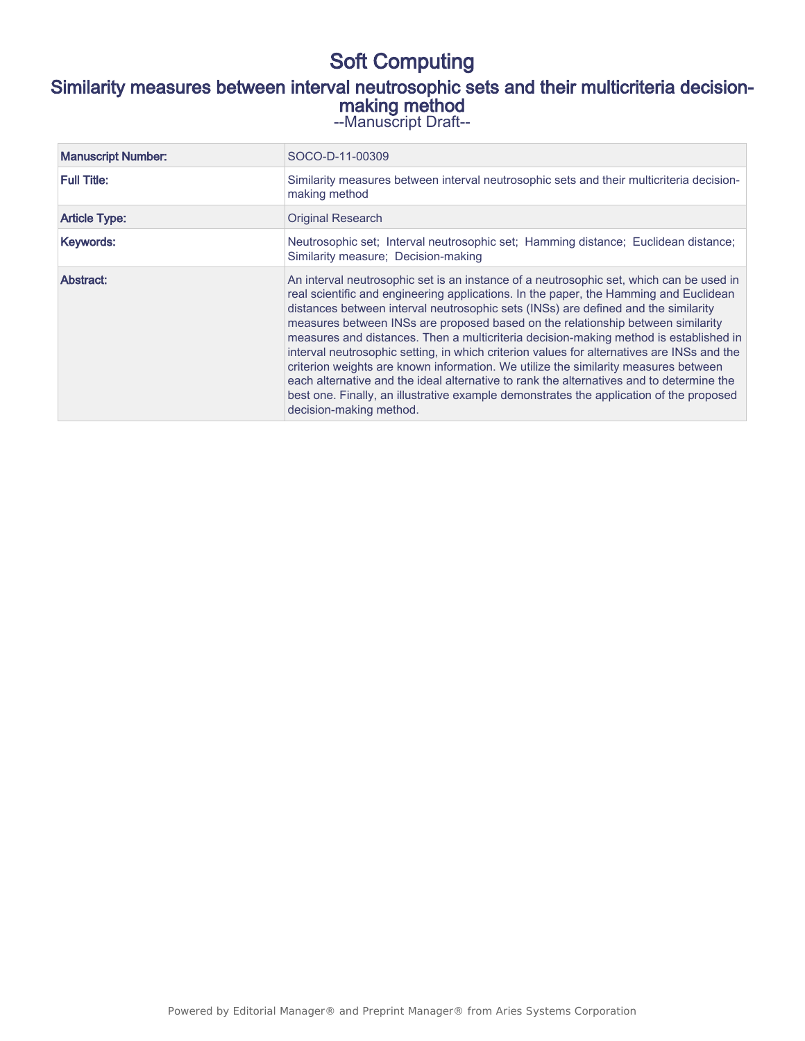# Soft Computing

## Similarity measures between interval neutrosophic sets and their multicriteria decision-making method

--Manuscript Draft--

| | |
|---|---|
| **Manuscript Number:** | SOCO-D-11-00309 |
| **Full Title:** | Similarity measures between interval neutrosophic sets and their multicriteria decision-making method |
| **Article Type:** | Original Research |
| **Keywords:** | Neutrosophic set; Interval neutrosophic set; Hamming distance; Euclidean distance; Similarity measure; Decision-making |
| **Abstract:** | An interval neutrosophic set is an instance of a neutrosophic set, which can be used in real scientific and engineering applications. In the paper, the Hamming and Euclidean distances between interval neutrosophic sets (INSs) are defined and the similarity measures between INSs are proposed based on the relationship between similarity measures and distances. Then a multicriteria decision-making method is established in interval neutrosophic setting, in which criterion values for alternatives are INSs and the criterion weights are known information. We utilize the similarity measures between each alternative and the ideal alternative to rank the alternatives and to determine the best one. Finally, an illustrative example demonstrates the application of the proposed decision-making method. |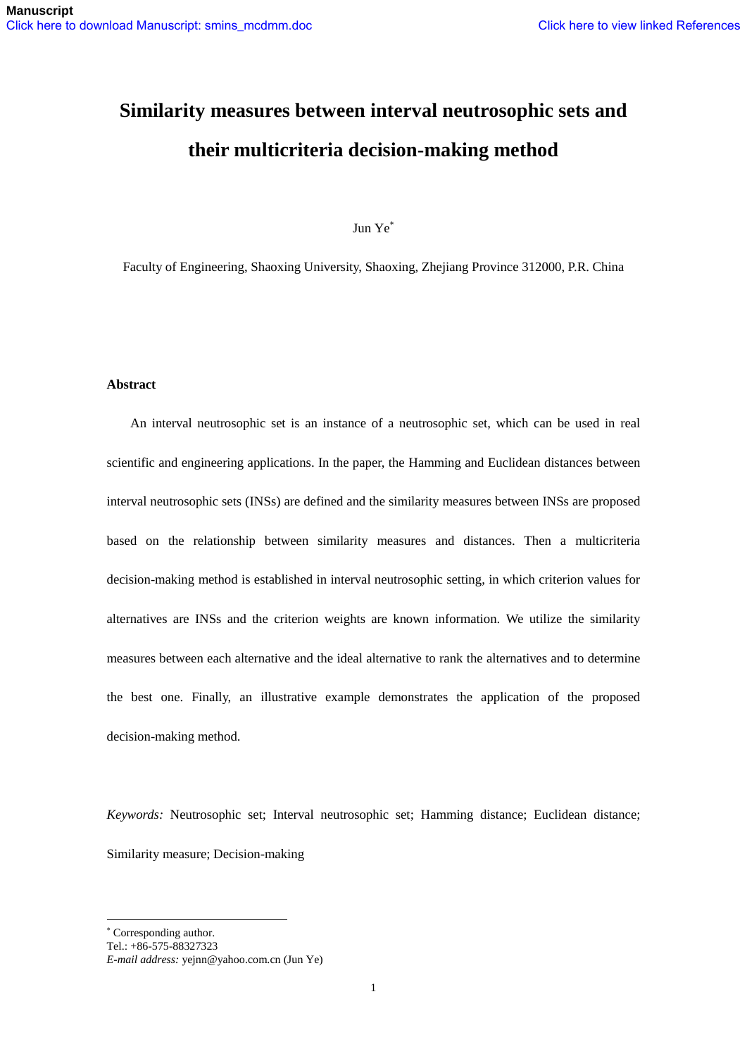# Similarity measures between interval neutrosophic sets and their multicriteria decision-making method

Jun Ye*

Faculty of Engineering, Shaoxing University, Shaoxing, Zhejiang Province 312000, P.R. China

**Abstract**

An interval neutrosophic set is an instance of a neutrosophic set, which can be used in real scientific and engineering applications. In the paper, the Hamming and Euclidean distances between interval neutrosophic sets (INSs) are defined and the similarity measures between INSs are proposed based on the relationship between similarity measures and distances. Then a multicriteria decision-making method is established in interval neutrosophic setting, in which criterion values for alternatives are INSs and the criterion weights are known information. We utilize the similarity measures between each alternative and the ideal alternative to rank the alternatives and to determine the best one. Finally, an illustrative example demonstrates the application of the proposed decision-making method.

*Keywords:* Neutrosophic set; Interval neutrosophic set; Hamming distance; Euclidean distance; Similarity measure; Decision-making

---

* Corresponding author.
Tel.: +86-575-88327323
*E-mail address:* yejnn@yahoo.com.cn (Jun Ye)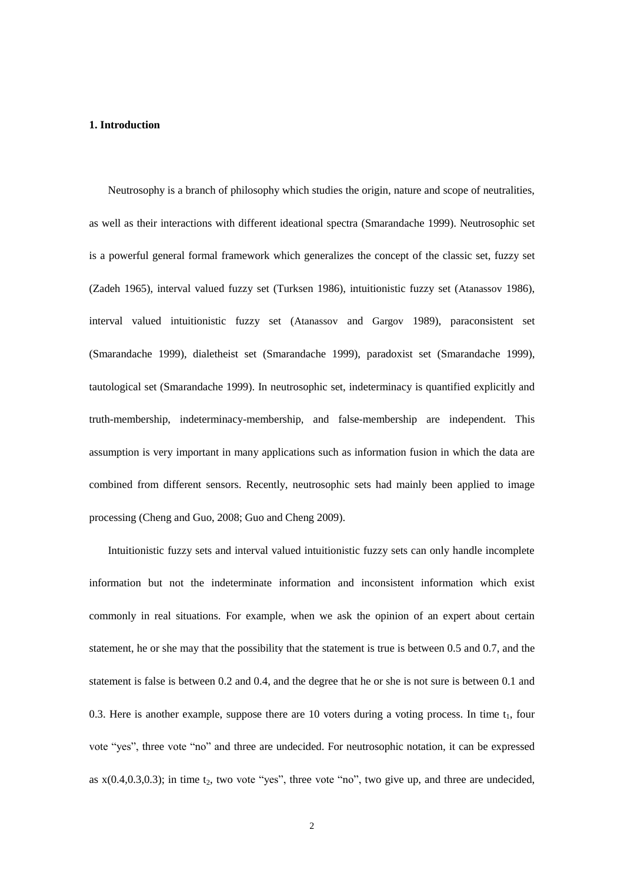## 1. Introduction

Neutrosophy is a branch of philosophy which studies the origin, nature and scope of neutralities, as well as their interactions with different ideational spectra (Smarandache 1999). Neutrosophic set is a powerful general formal framework which generalizes the concept of the classic set, fuzzy set (Zadeh 1965), interval valued fuzzy set (Turksen 1986), intuitionistic fuzzy set (Atanassov 1986), interval valued intuitionistic fuzzy set (Atanassov and Gargov 1989), paraconsistent set (Smarandache 1999), dialetheist set (Smarandache 1999), paradoxist set (Smarandache 1999), tautological set (Smarandache 1999). In neutrosophic set, indeterminacy is quantified explicitly and truth-membership, indeterminacy-membership, and false-membership are independent. This assumption is very important in many applications such as information fusion in which the data are combined from different sensors. Recently, neutrosophic sets had mainly been applied to image processing (Cheng and Guo, 2008; Guo and Cheng 2009).

Intuitionistic fuzzy sets and interval valued intuitionistic fuzzy sets can only handle incomplete information but not the indeterminate information and inconsistent information which exist commonly in real situations. For example, when we ask the opinion of an expert about certain statement, he or she may that the possibility that the statement is true is between 0.5 and 0.7, and the statement is false is between 0.2 and 0.4, and the degree that he or she is not sure is between 0.1 and 0.3. Here is another example, suppose there are 10 voters during a voting process. In time $t_1$, four vote "yes", three vote "no" and three are undecided. For neutrosophic notation, it can be expressed as $x(0.4,0.3,0.3)$; in time $t_2$, two vote "yes", three vote "no", two give up, and three are undecided,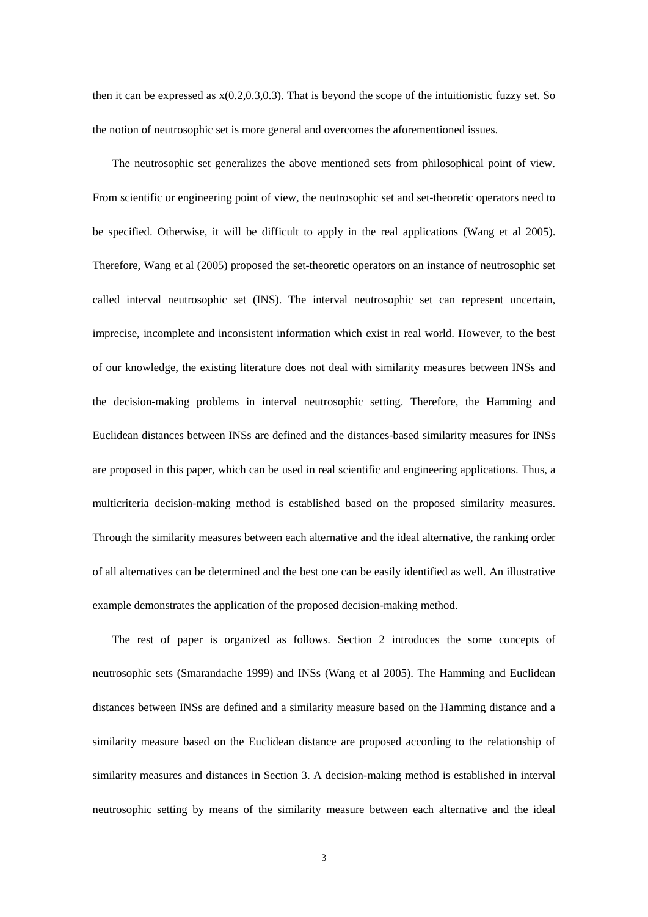then it can be expressed as x(0.2,0.3,0.3). That is beyond the scope of the intuitionistic fuzzy set. So the notion of neutrosophic set is more general and overcomes the aforementioned issues.

The neutrosophic set generalizes the above mentioned sets from philosophical point of view. From scientific or engineering point of view, the neutrosophic set and set-theoretic operators need to be specified. Otherwise, it will be difficult to apply in the real applications (Wang et al 2005). Therefore, Wang et al (2005) proposed the set-theoretic operators on an instance of neutrosophic set called interval neutrosophic set (INS). The interval neutrosophic set can represent uncertain, imprecise, incomplete and inconsistent information which exist in real world. However, to the best of our knowledge, the existing literature does not deal with similarity measures between INSs and the decision-making problems in interval neutrosophic setting. Therefore, the Hamming and Euclidean distances between INSs are defined and the distances-based similarity measures for INSs are proposed in this paper, which can be used in real scientific and engineering applications. Thus, a multicriteria decision-making method is established based on the proposed similarity measures. Through the similarity measures between each alternative and the ideal alternative, the ranking order of all alternatives can be determined and the best one can be easily identified as well. An illustrative example demonstrates the application of the proposed decision-making method.

The rest of paper is organized as follows. Section 2 introduces the some concepts of neutrosophic sets (Smarandache 1999) and INSs (Wang et al 2005). The Hamming and Euclidean distances between INSs are defined and a similarity measure based on the Hamming distance and a similarity measure based on the Euclidean distance are proposed according to the relationship of similarity measures and distances in Section 3. A decision-making method is established in interval neutrosophic setting by means of the similarity measure between each alternative and the ideal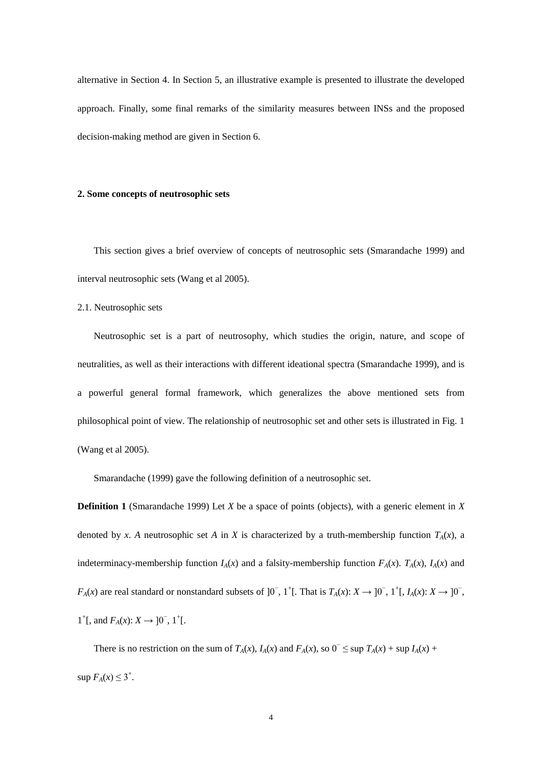alternative in Section 4. In Section 5, an illustrative example is presented to illustrate the developed approach. Finally, some final remarks of the similarity measures between INSs and the proposed decision-making method are given in Section 6.

## 2. Some concepts of neutrosophic sets

This section gives a brief overview of concepts of neutrosophic sets (Smarandache 1999) and interval neutrosophic sets (Wang et al 2005).

### 2.1. Neutrosophic sets

Neutrosophic set is a part of neutrosophy, which studies the origin, nature, and scope of neutralities, as well as their interactions with different ideational spectra (Smarandache 1999), and is a powerful general formal framework, which generalizes the above mentioned sets from philosophical point of view. The relationship of neutrosophic set and other sets is illustrated in Fig. 1 (Wang et al 2005).

Smarandache (1999) gave the following definition of a neutrosophic set.

**Definition 1** (Smarandache 1999) Let $X$ be a space of points (objects), with a generic element in $X$ denoted by $x$. $A$ neutrosophic set $A$ in $X$ is characterized by a truth-membership function $T_A(x)$, a indeterminacy-membership function $I_A(x)$ and a falsity-membership function $F_A(x)$. $T_A(x)$, $I_A(x)$ and $F_A(x)$ are real standard or nonstandard subsets of $]0^-, 1^+[$. That is $T_A(x)$: $X \to ]0^-, 1^+[$, $I_A(x)$: $X \to ]0^-, 1^+[$, and $F_A(x)$: $X \to ]0^-, 1^+[$.

There is no restriction on the sum of $T_A(x)$, $I_A(x)$ and $F_A(x)$, so $0^- \leq \sup T_A(x) + \sup I_A(x) + \sup F_A(x) \leq 3^+$.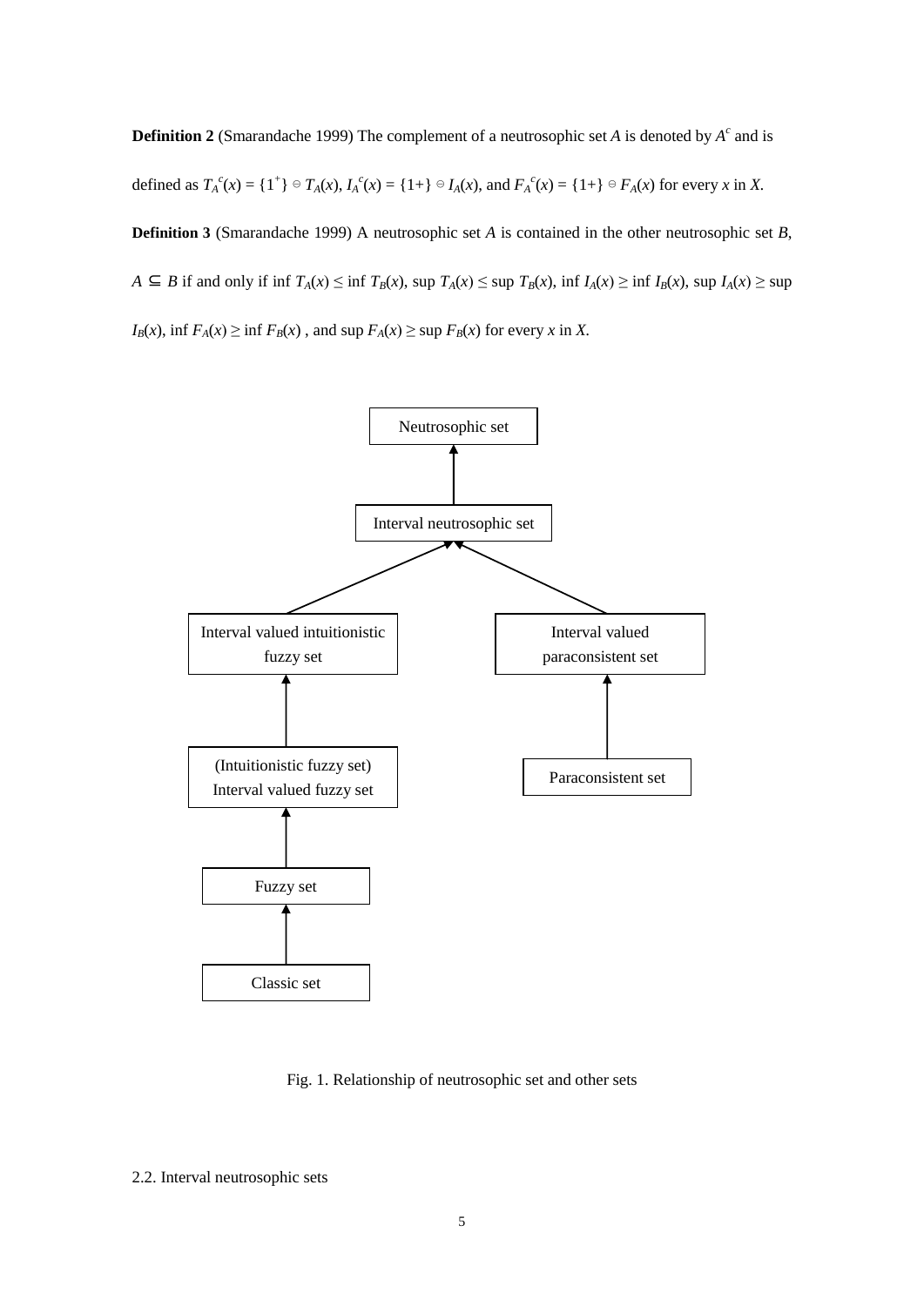**Definition 2** (Smarandache 1999) The complement of a neutrosophic set $A$ is denoted by $A^c$ and is defined as $T_A^c(x) = \{1^+\} \ominus T_A(x)$, $I_A^c(x) = \{1+\} \ominus I_A(x)$, and $F_A^c(x) = \{1+\} \ominus F_A(x)$ for every $x$ in $X$.

**Definition 3** (Smarandache 1999) A neutrosophic set $A$ is contained in the other neutrosophic set $B$, $A \subseteq B$ if and only if $\inf T_A(x) \le \inf T_B(x)$, $\sup T_A(x) \le \sup T_B(x)$, $\inf I_A(x) \ge \inf I_B(x)$, $\sup I_A(x) \ge \sup I_B(x)$, $\inf F_A(x) \ge \inf F_B(x)$ , and $\sup F_A(x) \ge \sup F_B(x)$ for every $x$ in $X$.

Neutrosophic set

Interval neutrosophic set

Interval valued intuitionistic fuzzy set

Interval valued paraconsistent set

(Intuitionistic fuzzy set) Interval valued fuzzy set

Paraconsistent set

Fuzzy set

Classic set

Fig. 1. Relationship of neutrosophic set and other sets

2.2. Interval neutrosophic sets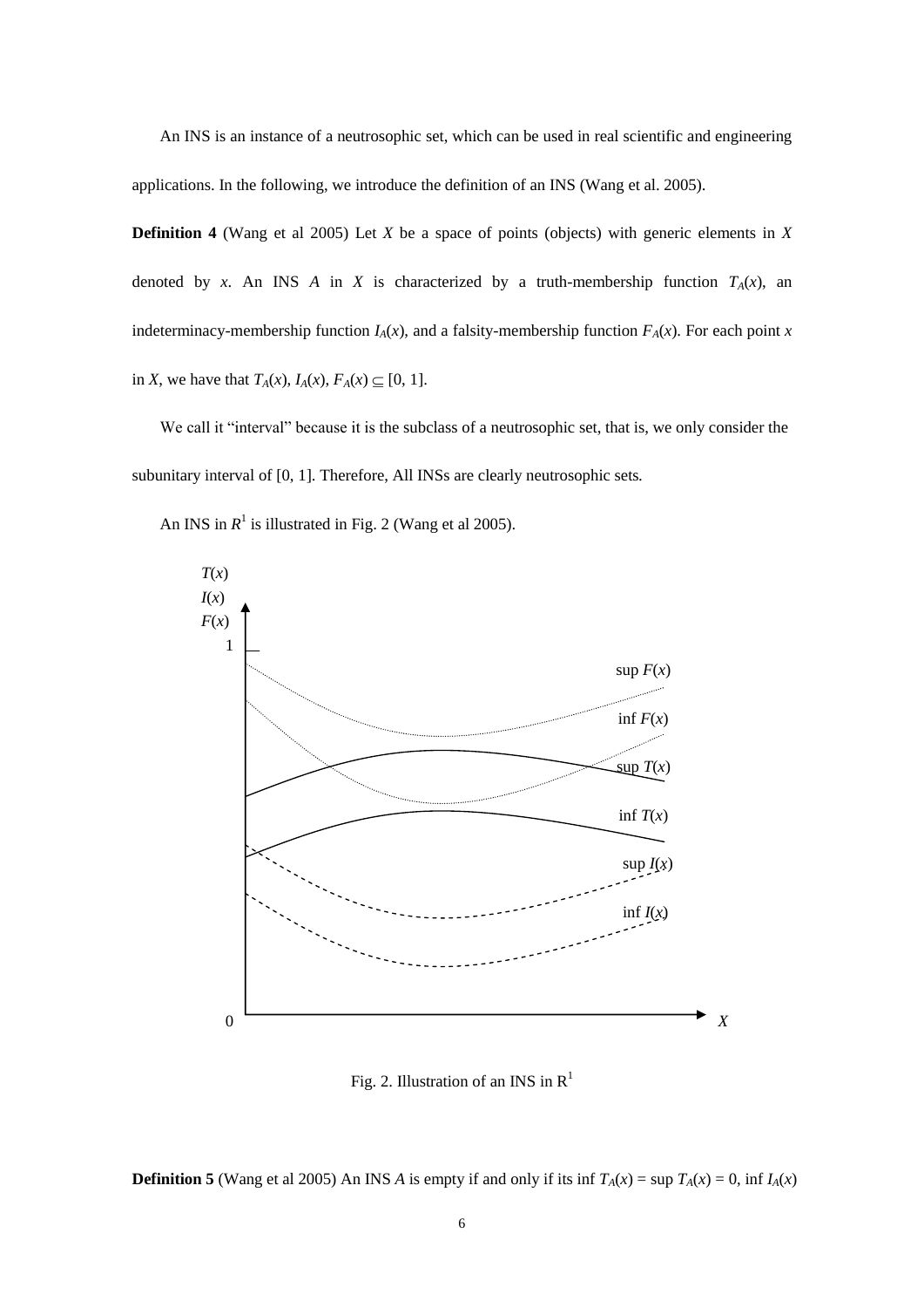An INS is an instance of a neutrosophic set, which can be used in real scientific and engineering applications. In the following, we introduce the definition of an INS (Wang et al. 2005).

**Definition 4** (Wang et al 2005) Let $X$ be a space of points (objects) with generic elements in $X$ denoted by $x$. An INS $A$ in $X$ is characterized by a truth-membership function $T_A(x)$, an indeterminacy-membership function $I_A(x)$, and a falsity-membership function $F_A(x)$. For each point $x$ in $X$, we have that $T_A(x)$, $I_A(x)$, $F_A(x) \subseteq [0, 1]$.

We call it "interval" because it is the subclass of a neutrosophic set, that is, we only consider the subunitary interval of [0, 1]. Therefore, All INSs are clearly neutrosophic sets.

An INS in $R^1$ is illustrated in Fig. 2 (Wang et al 2005).

Fig. 2. Illustration of an INS in $R^1$

**Definition 5** (Wang et al 2005) An INS $A$ is empty if and only if its inf $T_A(x)$ = sup $T_A(x)$ = 0, inf $I_A(x)$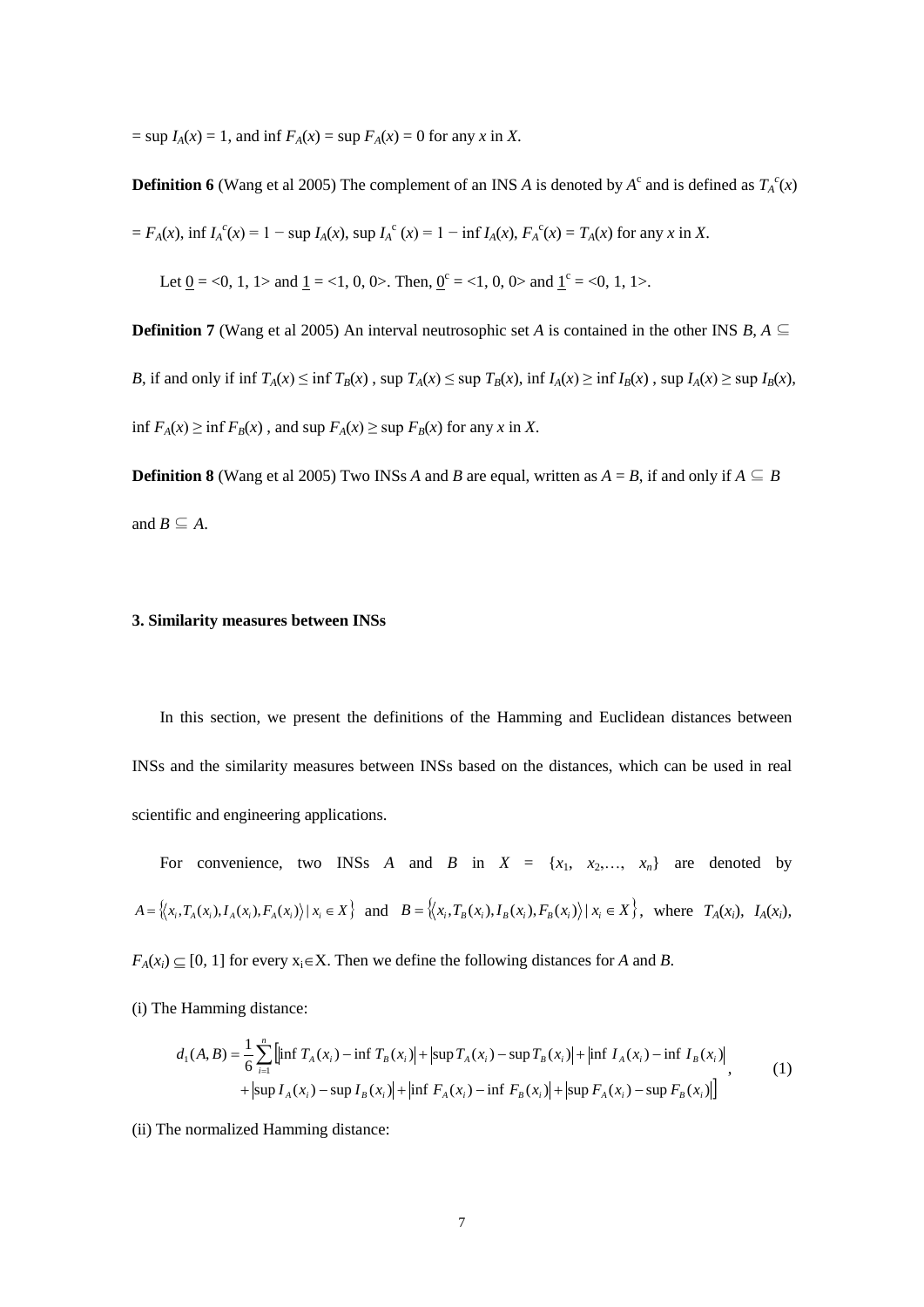= sup $I_A(x)$ = 1, and inf $F_A(x)$ = sup $F_A(x)$ = 0 for any $x$ in $X$.

**Definition 6** (Wang et al 2005) The complement of an INS $A$ is denoted by $A^c$ and is defined as $T_A^c(x)$ = $F_A(x)$, inf $I_A^c(x) = 1 - \sup I_A(x)$, sup $I_A^c(x) = 1 - \inf I_A(x)$, $F_A^c(x) = T_A(x)$ for any $x$ in $X$.

Let $\underline{0}$ = <0, 1, 1> and $\underline{1}$ = <1, 0, 0>. Then, $\underline{0}^c$ = <1, 0, 0> and $\underline{1}^c$ = <0, 1, 1>.

**Definition 7** (Wang et al 2005) An interval neutrosophic set $A$ is contained in the other INS $B$, $A \subseteq B$, if and only if $\inf T_A(x) \le \inf T_B(x)$ , $\sup T_A(x) \le \sup T_B(x)$, $\inf I_A(x) \ge \inf I_B(x)$ , $\sup I_A(x) \ge \sup I_B(x)$, $\inf F_A(x) \ge \inf F_B(x)$ , and $\sup F_A(x) \ge \sup F_B(x)$ for any $x$ in $X$.

**Definition 8** (Wang et al 2005) Two INSs $A$ and $B$ are equal, written as $A = B$, if and only if $A \subseteq B$ and $B \subseteq A$.

### 3. Similarity measures between INSs

In this section, we present the definitions of the Hamming and Euclidean distances between INSs and the similarity measures between INSs based on the distances, which can be used in real scientific and engineering applications.

For convenience, two INSs $A$ and $B$ in $X = \{x_1, x_2, \ldots, x_n\}$ are denoted by $A = \{\langle x_i, T_A(x_i), I_A(x_i), F_A(x_i)\rangle \mid x_i \in X\}$ and $B = \{\langle x_i, T_B(x_i), I_B(x_i), F_B(x_i)\rangle \mid x_i \in X\}$, where $T_A(x_i)$, $I_A(x_i)$, $F_A(x_i) \subseteq [0, 1]$ for every $x_i \in X$. Then we define the following distances for $A$ and $B$.

(i) The Hamming distance:

$$d_1(A,B) = \frac{1}{6}\sum_{i=1}^{n}\Big[\left|\inf T_A(x_i) - \inf T_B(x_i)\right| + \left|\sup T_A(x_i) - \sup T_B(x_i)\right| + \left|\inf I_A(x_i) - \inf I_B(x_i)\right| + \left|\sup I_A(x_i) - \sup I_B(x_i)\right| + \left|\inf F_A(x_i) - \inf F_B(x_i)\right| + \left|\sup F_A(x_i) - \sup F_B(x_i)\right|\Big], \tag{1}$$

(ii) The normalized Hamming distance: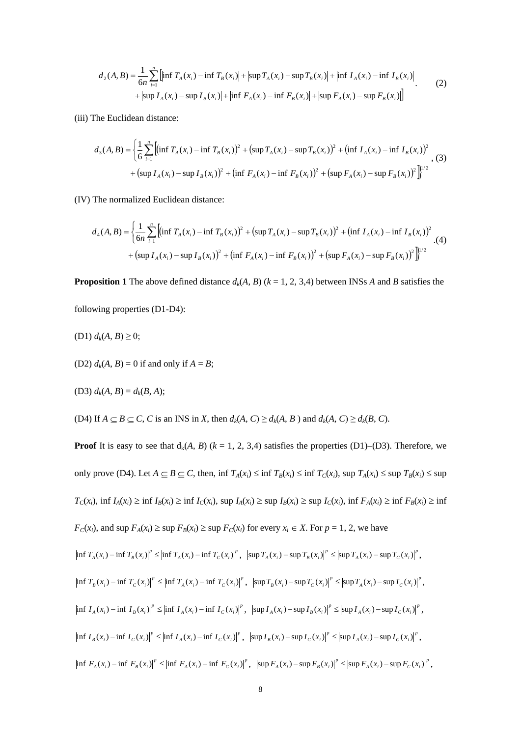$$d_2(A,B) = \frac{1}{6n}\sum_{i=1}^{n}\Big[\left|\inf T_A(x_i) - \inf T_B(x_i)\right| + \left|\sup T_A(x_i) - \sup T_B(x_i)\right| + \left|\inf I_A(x_i) - \inf I_B(x_i)\right| + \left|\sup I_A(x_i) - \sup I_B(x_i)\right| + \left|\inf F_A(x_i) - \inf F_B(x_i)\right| + \left|\sup F_A(x_i) - \sup F_B(x_i)\right|\Big]. \quad (2)$$

(iii) The Euclidean distance:

$$d_3(A,B) = \left\{\frac{1}{6}\sum_{i=1}^{n}\Big[\left(\inf T_A(x_i) - \inf T_B(x_i)\right)^2 + \left(\sup T_A(x_i) - \sup T_B(x_i)\right)^2 + \left(\inf I_A(x_i) - \inf I_B(x_i)\right)^2 + \left(\sup I_A(x_i) - \sup I_B(x_i)\right)^2 + \left(\inf F_A(x_i) - \inf F_B(x_i)\right)^2 + \left(\sup F_A(x_i) - \sup F_B(x_i)\right)^2\Big]\right\}^{1/2}, \quad (3)$$

(IV) The normalized Euclidean distance:

$$d_4(A,B) = \left\{\frac{1}{6n}\sum_{i=1}^{n}\Big[\left(\inf T_A(x_i) - \inf T_B(x_i)\right)^2 + \left(\sup T_A(x_i) - \sup T_B(x_i)\right)^2 + \left(\inf I_A(x_i) - \inf I_B(x_i)\right)^2 + \left(\sup I_A(x_i) - \sup I_B(x_i)\right)^2 + \left(\inf F_A(x_i) - \inf F_B(x_i)\right)^2 + \left(\sup F_A(x_i) - \sup F_B(x_i)\right)^2\Big]\right\}^{1/2}. \quad (4)$$

**Proposition 1** The above defined distance $d_k(A, B)$ ($k$ = 1, 2, 3,4) between INSs $A$ and $B$ satisfies the following properties (D1-D4):

(D1) $d_k(A, B) \geq 0$;

(D2) $d_k(A, B) = 0$ if and only if $A = B$;

(D3) $d_k(A, B) = d_k(B, A)$;

(D4) If $A \subseteq B \subseteq C$, $C$ is an INS in $X$, then $d_k(A, C) \geq d_k(A, B)$ and $d_k(A, C) \geq d_k(B, C)$.

**Proof** It is easy to see that $d_k(A, B)$ ($k$ = 1, 2, 3,4) satisfies the properties (D1)–(D3). Therefore, we only prove (D4). Let $A \subseteq B \subseteq C$, then, $\inf T_A(x_i) \leq \inf T_B(x_i) \leq \inf T_C(x_i)$, $\sup T_A(x_i) \leq \sup T_B(x_i) \leq \sup T_C(x_i)$, $\inf I_A(x_i) \geq \inf I_B(x_i) \geq \inf I_C(x_i)$, $\sup I_A(x_i) \geq \sup I_B(x_i) \geq \sup I_C(x_i)$, $\inf F_A(x_i) \geq \inf F_B(x_i) \geq \inf F_C(x_i)$, and $\sup F_A(x_i) \geq \sup F_B(x_i) \geq \sup F_C(x_i)$ for every $x_i \in X$. For $p$ = 1, 2, we have

$\left|\inf T_A(x_i) - \inf T_B(x_i)\right|^p \leq \left|\inf T_A(x_i) - \inf T_C(x_i)\right|^p$, $\left|\sup T_A(x_i) - \sup T_B(x_i)\right|^p \leq \left|\sup T_A(x_i) - \sup T_C(x_i)\right|^p$,

$\left|\inf T_B(x_i) - \inf T_C(x_i)\right|^p \leq \left|\inf T_A(x_i) - \inf T_C(x_i)\right|^p$, $\left|\sup T_B(x_i) - \sup T_C(x_i)\right|^p \leq \left|\sup T_A(x_i) - \sup T_C(x_i)\right|^p$,

$\left|\inf I_A(x_i) - \inf I_B(x_i)\right|^p \leq \left|\inf I_A(x_i) - \inf I_C(x_i)\right|^p$, $\left|\sup I_A(x_i) - \sup I_B(x_i)\right|^p \leq \left|\sup I_A(x_i) - \sup I_C(x_i)\right|^p$,

$\left|\inf I_B(x_i) - \inf I_C(x_i)\right|^p \leq \left|\inf I_A(x_i) - \inf I_C(x_i)\right|^p$, $\left|\sup I_B(x_i) - \sup I_C(x_i)\right|^p \leq \left|\sup I_A(x_i) - \sup I_C(x_i)\right|^p$,

$\left|\inf F_A(x_i) - \inf F_B(x_i)\right|^p \leq \left|\inf F_A(x_i) - \inf F_C(x_i)\right|^p$, $\left|\sup F_A(x_i) - \sup F_B(x_i)\right|^p \leq \left|\sup F_A(x_i) - \sup F_C(x_i)\right|^p$,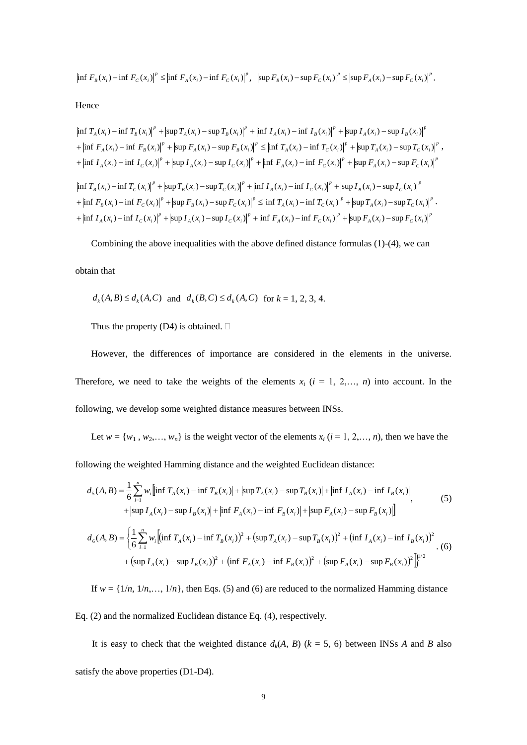$\left|\inf F_B(x_i) - \inf F_C(x_i)\right|^p \le \left|\inf F_A(x_i) - \inf F_C(x_i)\right|^p$, $\left|\sup F_B(x_i) - \sup F_C(x_i)\right|^p \le \left|\sup F_A(x_i) - \sup F_C(x_i)\right|^p$.

Hence

$$
\begin{aligned}
&\left|\inf T_A(x_i) - \inf T_B(x_i)\right|^p + \left|\sup T_A(x_i) - \sup T_B(x_i)\right|^p + \left|\inf I_A(x_i) - \inf I_B(x_i)\right|^p + \left|\sup I_A(x_i) - \sup I_B(x_i)\right|^p \\
&+ \left|\inf F_A(x_i) - \inf F_B(x_i)\right|^p + \left|\sup F_A(x_i) - \sup F_B(x_i)\right|^p \le \left|\inf T_A(x_i) - \inf T_C(x_i)\right|^p + \left|\sup T_A(x_i) - \sup T_C(x_i)\right|^p, \\
&+ \left|\inf I_A(x_i) - \inf I_C(x_i)\right|^p + \left|\sup I_A(x_i) - \sup I_C(x_i)\right|^p + \left|\inf F_A(x_i) - \inf F_C(x_i)\right|^p + \left|\sup F_A(x_i) - \sup F_C(x_i)\right|^p
\end{aligned}
$$

$$
\begin{aligned}
&\left|\inf T_B(x_i) - \inf T_C(x_i)\right|^p + \left|\sup T_B(x_i) - \sup T_C(x_i)\right|^p + \left|\inf I_B(x_i) - \inf I_C(x_i)\right|^p + \left|\sup I_B(x_i) - \sup I_C(x_i)\right|^p \\
&+ \left|\inf F_B(x_i) - \inf F_C(x_i)\right|^p + \left|\sup F_B(x_i) - \sup F_C(x_i)\right|^p \le \left|\inf T_A(x_i) - \inf T_C(x_i)\right|^p + \left|\sup T_A(x_i) - \sup T_C(x_i)\right|^p. \\
&+ \left|\inf I_A(x_i) - \inf I_C(x_i)\right|^p + \left|\sup I_A(x_i) - \sup I_C(x_i)\right|^p + \left|\inf F_A(x_i) - \inf F_C(x_i)\right|^p + \left|\sup F_A(x_i) - \sup F_C(x_i)\right|^p
\end{aligned}
$$

Combining the above inequalities with the above defined distance formulas (1)-(4), we can obtain that

$d_k(A, B) \le d_k(A, C)$ and $d_k(B, C) \le d_k(A, C)$ for $k$ = 1, 2, 3, 4.

Thus the property (D4) is obtained. □

However, the differences of importance are considered in the elements in the universe. Therefore, we need to take the weights of the elements $x_i$ ($i$ = 1, 2,…, $n$) into account. In the following, we develop some weighted distance measures between INSs.

Let $w = \{w_1, w_2, \ldots, w_n\}$ is the weight vector of the elements $x_i$ ($i$ = 1, 2,…, $n$), then we have the following the weighted Hamming distance and the weighted Euclidean distance:

$$
\begin{aligned}
d_5(A, B) = \frac{1}{6}\sum_{i=1}^{n} w_i \Big[&\left|\inf T_A(x_i) - \inf T_B(x_i)\right| + \left|\sup T_A(x_i) - \sup T_B(x_i)\right| + \left|\inf I_A(x_i) - \inf I_B(x_i)\right| \\
&+ \left|\sup I_A(x_i) - \sup I_B(x_i)\right| + \left|\inf F_A(x_i) - \inf F_B(x_i)\right| + \left|\sup F_A(x_i) - \sup F_B(x_i)\right|\Big]
\end{aligned}, \tag{5}
$$

$$
\begin{aligned}
d_6(A, B) = \Bigg\{\frac{1}{6}\sum_{i=1}^{n} w_i \Big[&\left(\inf T_A(x_i) - \inf T_B(x_i)\right)^2 + \left(\sup T_A(x_i) - \sup T_B(x_i)\right)^2 + \left(\inf I_A(x_i) - \inf I_B(x_i)\right)^2 \\
&+ \left(\sup I_A(x_i) - \sup I_B(x_i)\right)^2 + \left(\inf F_A(x_i) - \inf F_B(x_i)\right)^2 + \left(\sup F_A(x_i) - \sup F_B(x_i)\right)^2\Big]\Bigg\}^{1/2}
\end{aligned}. \tag{6}
$$

If $w = \{1/n, 1/n, \ldots, 1/n\}$, then Eqs. (5) and (6) are reduced to the normalized Hamming distance Eq. (2) and the normalized Euclidean distance Eq. (4), respectively.

It is easy to check that the weighted distance $d_k(A, B)$ ($k$ = 5, 6) between INSs $A$ and $B$ also satisfy the above properties (D1-D4).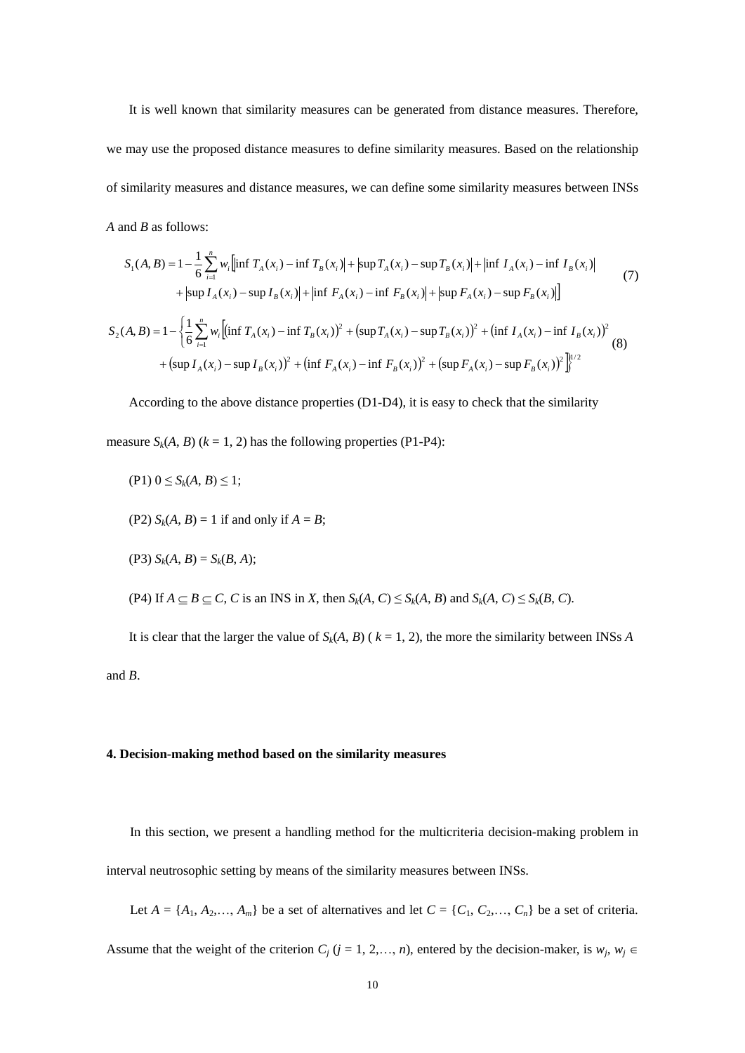It is well known that similarity measures can be generated from distance measures. Therefore, we may use the proposed distance measures to define similarity measures. Based on the relationship of similarity measures and distance measures, we can define some similarity measures between INSs $A$ and $B$ as follows:

$$
\begin{aligned}
S_1(A,B) = 1 - \frac{1}{6}\sum_{i=1}^{n} w_i \Big[ &\left|\inf T_A(x_i) - \inf T_B(x_i)\right| + \left|\sup T_A(x_i) - \sup T_B(x_i)\right| + \left|\inf I_A(x_i) - \inf I_B(x_i)\right| \\
&+ \left|\sup I_A(x_i) - \sup I_B(x_i)\right| + \left|\inf F_A(x_i) - \inf F_B(x_i)\right| + \left|\sup F_A(x_i) - \sup F_B(x_i)\right| \Big]
\end{aligned} \tag{7}
$$

$$
\begin{aligned}
S_2(A,B) = 1 - \Bigg\{ \frac{1}{6}\sum_{i=1}^{n} w_i \Big[ &\left(\inf T_A(x_i) - \inf T_B(x_i)\right)^2 + \left(\sup T_A(x_i) - \sup T_B(x_i)\right)^2 + \left(\inf I_A(x_i) - \inf I_B(x_i)\right)^2 \\
&+ \left(\sup I_A(x_i) - \sup I_B(x_i)\right)^2 + \left(\inf F_A(x_i) - \inf F_B(x_i)\right)^2 + \left(\sup F_A(x_i) - \sup F_B(x_i)\right)^2 \Big] \Bigg\}^{1/2}
\end{aligned} \tag{8}
$$

According to the above distance properties (D1-D4), it is easy to check that the similarity measure $S_k(A, B)$ ($k = 1, 2$) has the following properties (P1-P4):

(P1) $0 \le S_k(A, B) \le 1$;

(P2) $S_k(A, B) = 1$ if and only if $A = B$;

(P3) $S_k(A, B) = S_k(B, A)$;

(P4) If $A \subseteq B \subseteq C$, $C$ is an INS in $X$, then $S_k(A, C) \le S_k(A, B)$ and $S_k(A, C) \le S_k(B, C)$.

It is clear that the larger the value of $S_k(A, B)$ ( $k = 1, 2$), the more the similarity between INSs $A$ and $B$.

### 4. Decision-making method based on the similarity measures

In this section, we present a handling method for the multicriteria decision-making problem in interval neutrosophic setting by means of the similarity measures between INSs.

Let $A = \{A_1, A_2,\ldots, A_m\}$ be a set of alternatives and let $C = \{C_1, C_2,\ldots, C_n\}$ be a set of criteria. Assume that the weight of the criterion $C_j$ ($j = 1, 2,\ldots, n$), entered by the decision-maker, is $w_j$, $w_j \in$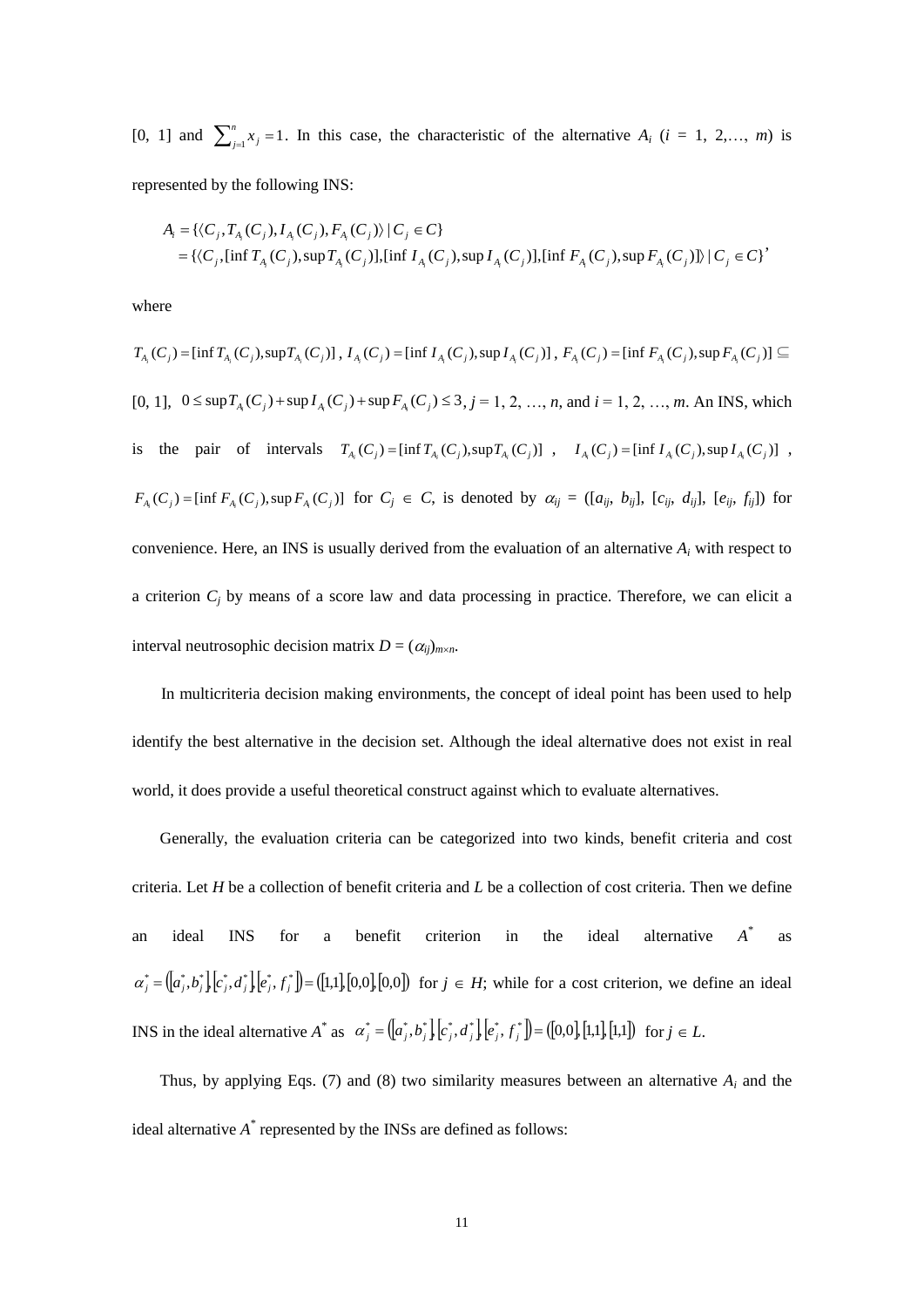[0, 1] and $\sum_{j=1}^{n} x_j = 1$. In this case, the characteristic of the alternative $A_i$ ($i$ = 1, 2,…, $m$) is represented by the following INS:

$$
\begin{aligned}
A_i &= \{\langle C_j, T_{A_i}(C_j), I_{A_i}(C_j), F_{A_i}(C_j)\rangle \mid C_j \in C\} \\
&= \{\langle C_j, [\inf T_{A_i}(C_j), \sup T_{A_i}(C_j)], [\inf I_{A_i}(C_j), \sup I_{A_i}(C_j)], [\inf F_{A_i}(C_j), \sup F_{A_i}(C_j)]\rangle \mid C_j \in C\},
\end{aligned}
$$

where

$T_{A_i}(C_j) = [\inf T_{A_i}(C_j), \sup T_{A_i}(C_j)]$, $I_{A_i}(C_j) = [\inf I_{A_i}(C_j), \sup I_{A_i}(C_j)]$, $F_{A_i}(C_j) = [\inf F_{A_i}(C_j), \sup F_{A_i}(C_j)] \subseteq$ [0, 1], $0 \le \sup T_{A_i}(C_j) + \sup I_{A_i}(C_j) + \sup F_{A_i}(C_j) \le 3$, $j$ = 1, 2, …, $n$, and $i$ = 1, 2, …, $m$. An INS, which is the pair of intervals $T_{A_i}(C_j) = [\inf T_{A_i}(C_j), \sup T_{A_i}(C_j)]$, $I_{A_i}(C_j) = [\inf I_{A_i}(C_j), \sup I_{A_i}(C_j)]$, $F_{A_i}(C_j) = [\inf F_{A_i}(C_j), \sup F_{A_i}(C_j)]$ for $C_j \in C$, is denoted by $\alpha_{ij}$ = ([$a_{ij}$, $b_{ij}$], [$c_{ij}$, $d_{ij}$], [$e_{ij}$, $f_{ij}$]) for convenience. Here, an INS is usually derived from the evaluation of an alternative $A_i$ with respect to a criterion $C_j$ by means of a score law and data processing in practice. Therefore, we can elicit a interval neutrosophic decision matrix $D = (\alpha_{ij})_{m\times n}$.

In multicriteria decision making environments, the concept of ideal point has been used to help identify the best alternative in the decision set. Although the ideal alternative does not exist in real world, it does provide a useful theoretical construct against which to evaluate alternatives.

Generally, the evaluation criteria can be categorized into two kinds, benefit criteria and cost criteria. Let $H$ be a collection of benefit criteria and $L$ be a collection of cost criteria. Then we define an ideal INS for a benefit criterion in the ideal alternative $A^*$ as $\alpha_j^* = ([a_j^*, b_j^*], [c_j^*, d_j^*], [e_j^*, f_j^*]) = ([1,1], [0,0], [0,0])$ for $j \in H$; while for a cost criterion, we define an ideal INS in the ideal alternative $A^*$ as $\alpha_j^* = ([a_j^*, b_j^*], [c_j^*, d_j^*], [e_j^*, f_j^*]) = ([0,0], [1,1], [1,1])$ for $j \in L$.

Thus, by applying Eqs. (7) and (8) two similarity measures between an alternative $A_i$ and the ideal alternative $A^*$ represented by the INSs are defined as follows: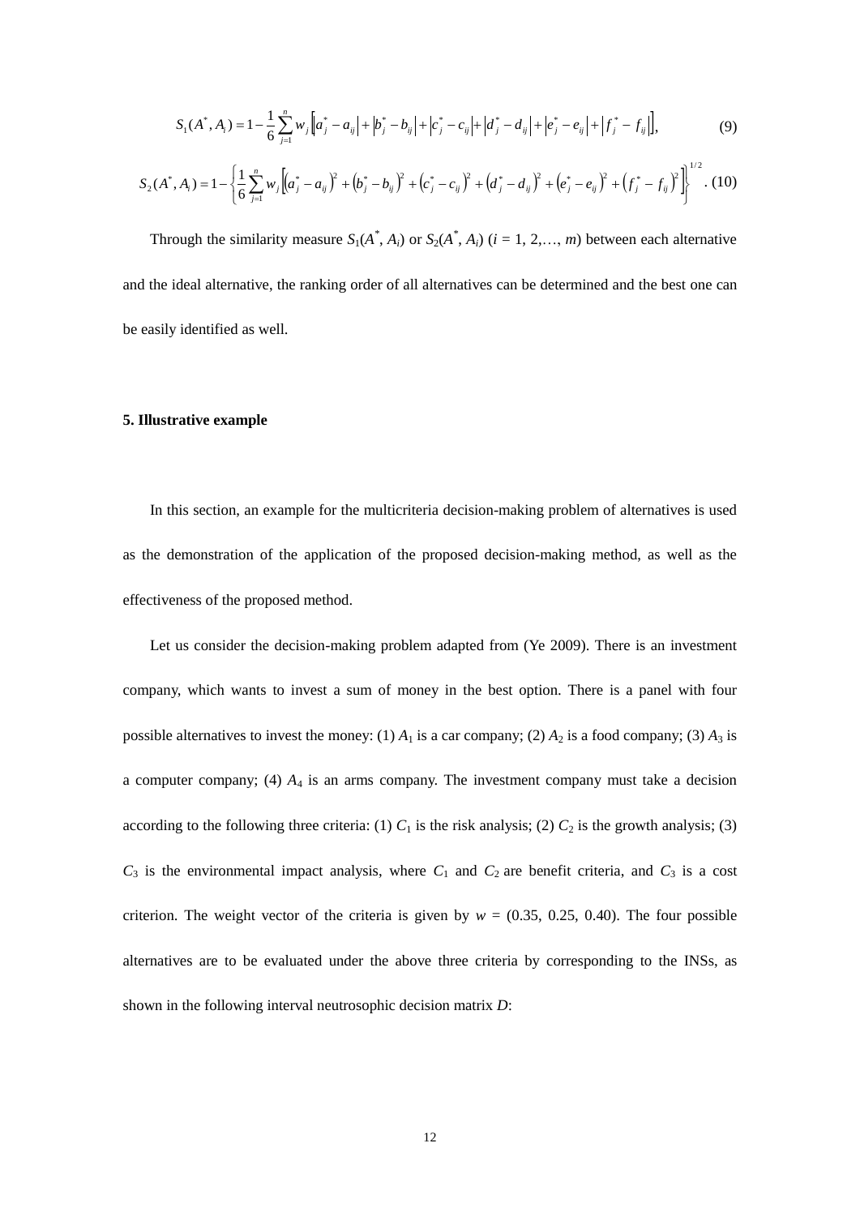$$S_1(A^*, A_i) = 1 - \frac{1}{6}\sum_{j=1}^{n} w_j \left[\left|a_j^* - a_{ij}\right| + \left|b_j^* - b_{ij}\right| + \left|c_j^* - c_{ij}\right| + \left|d_j^* - d_{ij}\right| + \left|e_j^* - e_{ij}\right| + \left|f_j^* - f_{ij}\right|\right], \tag{9}$$

$$S_2(A^*, A_i) = 1 - \left\{\frac{1}{6}\sum_{j=1}^{n} w_j \left[\left(a_j^* - a_{ij}\right)^2 + \left(b_j^* - b_{ij}\right)^2 + \left(c_j^* - c_{ij}\right)^2 + \left(d_j^* - d_{ij}\right)^2 + \left(e_j^* - e_{ij}\right)^2 + \left(f_j^* - f_{ij}\right)^2\right]\right\}^{1/2}. \tag{10}$$

Through the similarity measure $S_1(A^*, A_i)$ or $S_2(A^*, A_i)$ ($i = 1, 2, \ldots, m$) between each alternative and the ideal alternative, the ranking order of all alternatives can be determined and the best one can be easily identified as well.

### 5. Illustrative example

In this section, an example for the multicriteria decision-making problem of alternatives is used as the demonstration of the application of the proposed decision-making method, as well as the effectiveness of the proposed method.

Let us consider the decision-making problem adapted from (Ye 2009). There is an investment company, which wants to invest a sum of money in the best option. There is a panel with four possible alternatives to invest the money: (1) $A_1$ is a car company; (2) $A_2$ is a food company; (3) $A_3$ is a computer company; (4) $A_4$ is an arms company. The investment company must take a decision according to the following three criteria: (1) $C_1$ is the risk analysis; (2) $C_2$ is the growth analysis; (3) $C_3$ is the environmental impact analysis, where $C_1$ and $C_2$ are benefit criteria, and $C_3$ is a cost criterion. The weight vector of the criteria is given by $w = (0.35, 0.25, 0.40)$. The four possible alternatives are to be evaluated under the above three criteria by corresponding to the INSs, as shown in the following interval neutrosophic decision matrix $D$: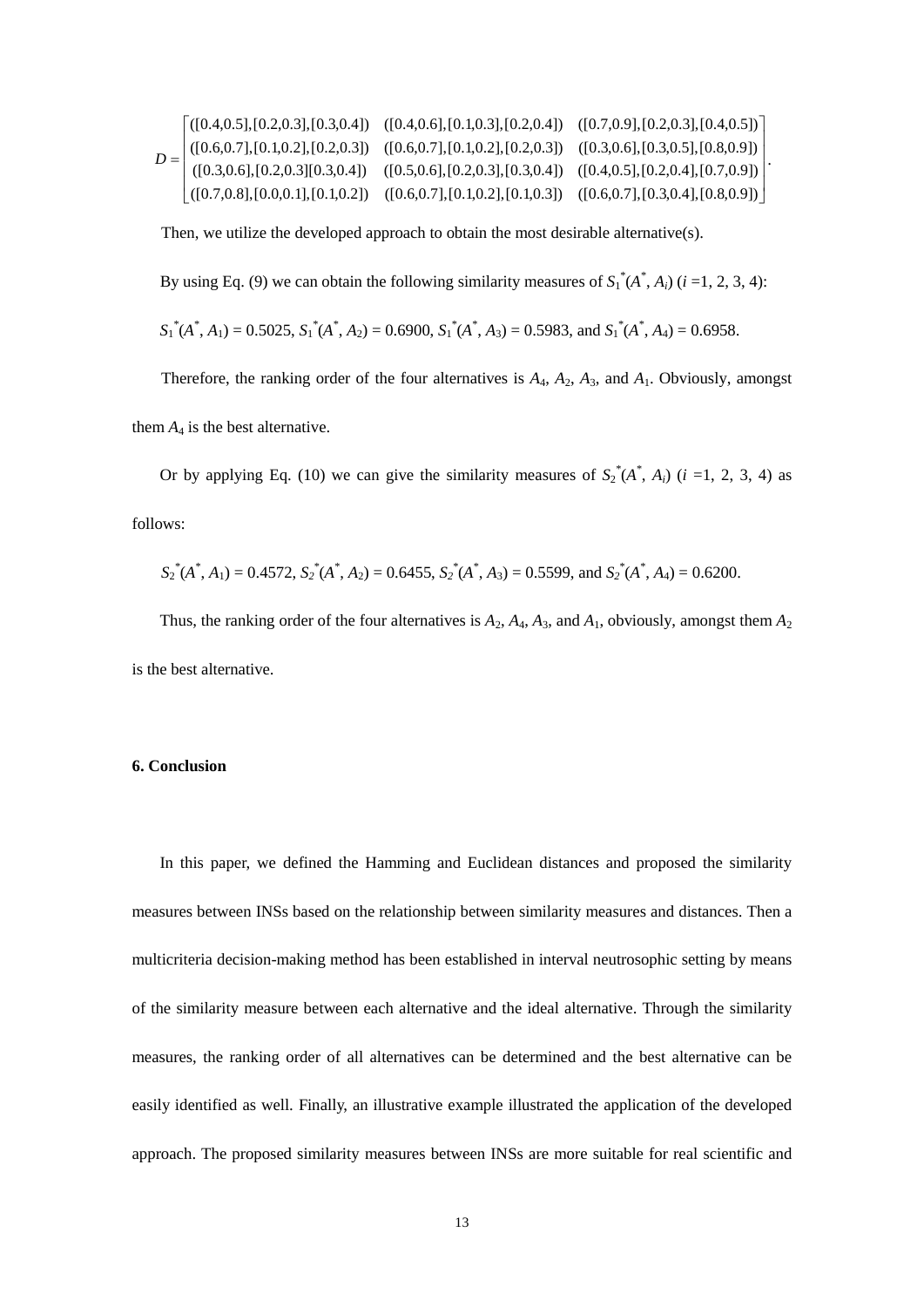$$D = \begin{bmatrix} ([0.4,0.5],[0.2,0.3],[0.3,0.4]) & ([0.4,0.6],[0.1,0.3],[0.2,0.4]) & ([0.7,0.9],[0.2,0.3],[0.4,0.5]) \\ ([0.6,0.7],[0.1,0.2],[0.2,0.3]) & ([0.6,0.7],[0.1,0.2],[0.2,0.3]) & ([0.3,0.6],[0.3,0.5],[0.8,0.9]) \\ ([0.3,0.6],[0.2,0.3][0.3,0.4]) & ([0.5,0.6],[0.2,0.3],[0.3,0.4]) & ([0.4,0.5],[0.2,0.4],[0.7,0.9]) \\ ([0.7,0.8],[0.0,0.1],[0.1,0.2]) & ([0.6,0.7],[0.1,0.2],[0.1,0.3]) & ([0.6,0.7],[0.3,0.4],[0.8,0.9]) \end{bmatrix}.$$

Then, we utilize the developed approach to obtain the most desirable alternative(s).

By using Eq. (9) we can obtain the following similarity measures of $S_1^*(A^*, A_i)$ ($i$ =1, 2, 3, 4):

$S_1^*(A^*, A_1) = 0.5025$, $S_1^*(A^*, A_2) = 0.6900$, $S_1^*(A^*, A_3) = 0.5983$, and $S_1^*(A^*, A_4) = 0.6958$.

Therefore, the ranking order of the four alternatives is $A_4$, $A_2$, $A_3$, and $A_1$. Obviously, amongst them $A_4$ is the best alternative.

Or by applying Eq. (10) we can give the similarity measures of $S_2^*(A^*, A_i)$ ($i$ =1, 2, 3, 4) as follows:

$S_2^*(A^*, A_1) = 0.4572$, $S_2^*(A^*, A_2) = 0.6455$, $S_2^*(A^*, A_3) = 0.5599$, and $S_2^*(A^*, A_4) = 0.6200$.

Thus, the ranking order of the four alternatives is $A_2$, $A_4$, $A_3$, and $A_1$, obviously, amongst them $A_2$ is the best alternative.

## 6. Conclusion

In this paper, we defined the Hamming and Euclidean distances and proposed the similarity measures between INSs based on the relationship between similarity measures and distances. Then a multicriteria decision-making method has been established in interval neutrosophic setting by means of the similarity measure between each alternative and the ideal alternative. Through the similarity measures, the ranking order of all alternatives can be determined and the best alternative can be easily identified as well. Finally, an illustrative example illustrated the application of the developed approach. The proposed similarity measures between INSs are more suitable for real scientific and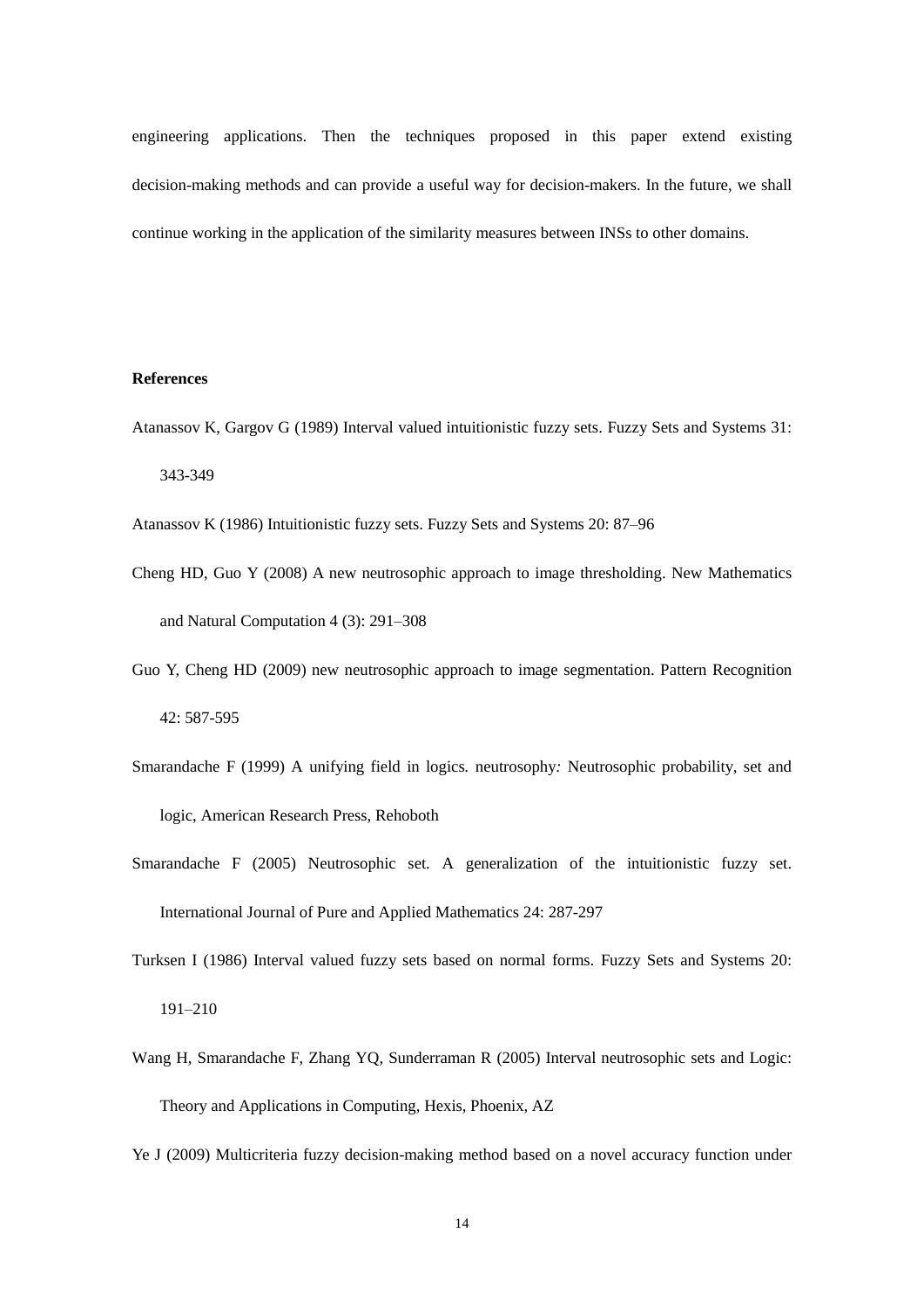engineering applications. Then the techniques proposed in this paper extend existing decision-making methods and can provide a useful way for decision-makers. In the future, we shall continue working in the application of the similarity measures between INSs to other domains.

**References**

Atanassov K, Gargov G (1989) Interval valued intuitionistic fuzzy sets. Fuzzy Sets and Systems 31: 343-349

Atanassov K (1986) Intuitionistic fuzzy sets. Fuzzy Sets and Systems 20: 87–96

Cheng HD, Guo Y (2008) A new neutrosophic approach to image thresholding. New Mathematics and Natural Computation 4 (3): 291–308

Guo Y, Cheng HD (2009) new neutrosophic approach to image segmentation. Pattern Recognition 42: 587-595

Smarandache F (1999) A unifying field in logics. neutrosophy: Neutrosophic probability, set and logic, American Research Press, Rehoboth

Smarandache F (2005) Neutrosophic set. A generalization of the intuitionistic fuzzy set. International Journal of Pure and Applied Mathematics 24: 287-297

Turksen I (1986) Interval valued fuzzy sets based on normal forms. Fuzzy Sets and Systems 20: 191–210

Wang H, Smarandache F, Zhang YQ, Sunderraman R (2005) Interval neutrosophic sets and Logic: Theory and Applications in Computing, Hexis, Phoenix, AZ

Ye J (2009) Multicriteria fuzzy decision-making method based on a novel accuracy function under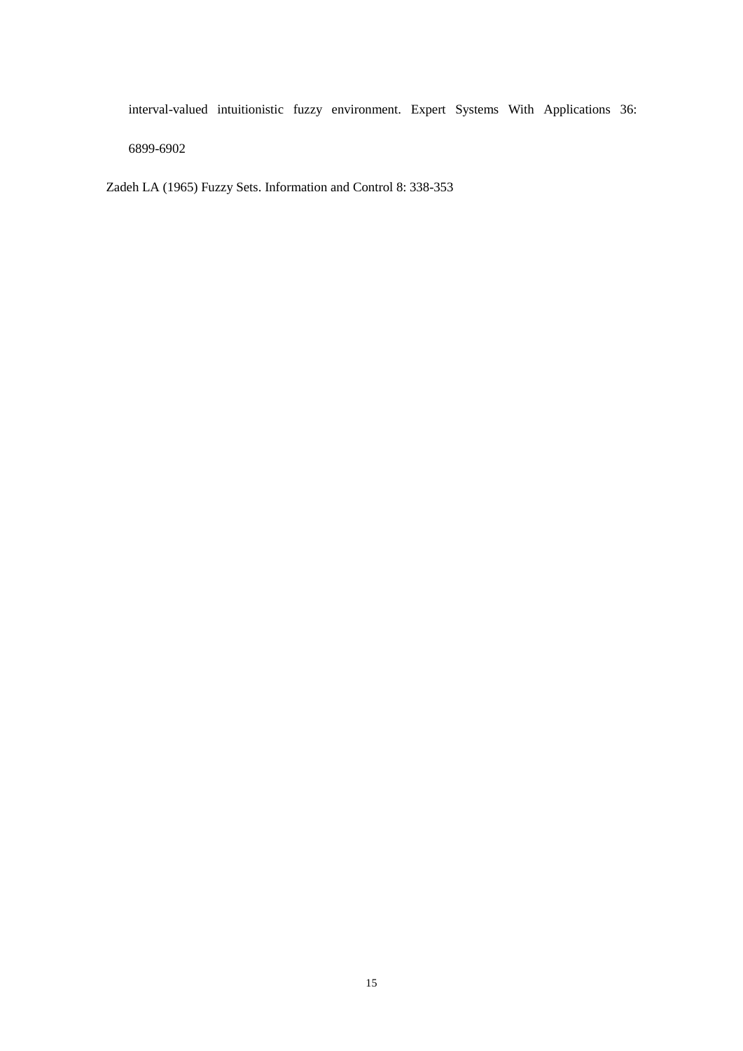interval-valued intuitionistic fuzzy environment. Expert Systems With Applications 36: 6899-6902

Zadeh LA (1965) Fuzzy Sets. Information and Control 8: 338-353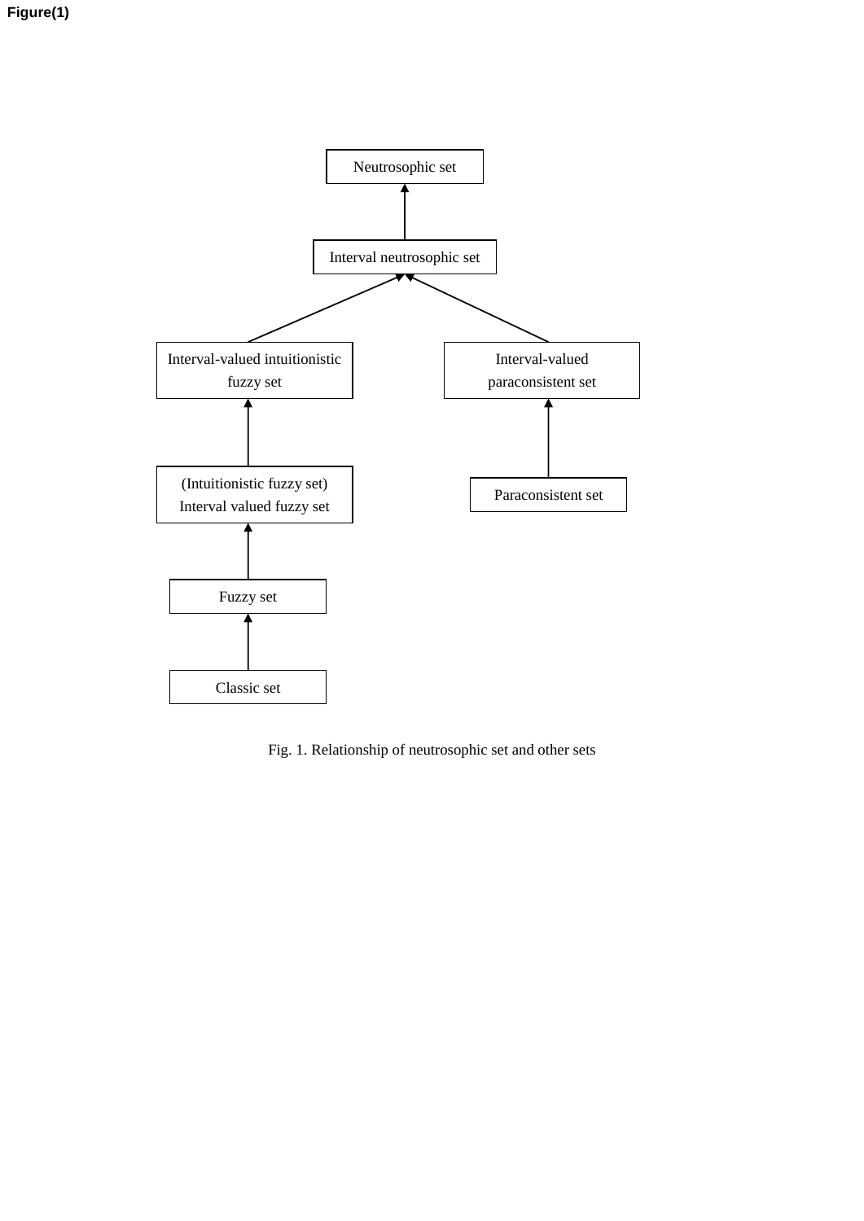Figure(1)

Neutrosophic set

Interval neutrosophic set

Interval-valued intuitionistic fuzzy set

Interval-valued paraconsistent set

(Intuitionistic fuzzy set) Interval valued fuzzy set

Paraconsistent set

Fuzzy set

Classic set

Fig. 1. Relationship of neutrosophic set and other sets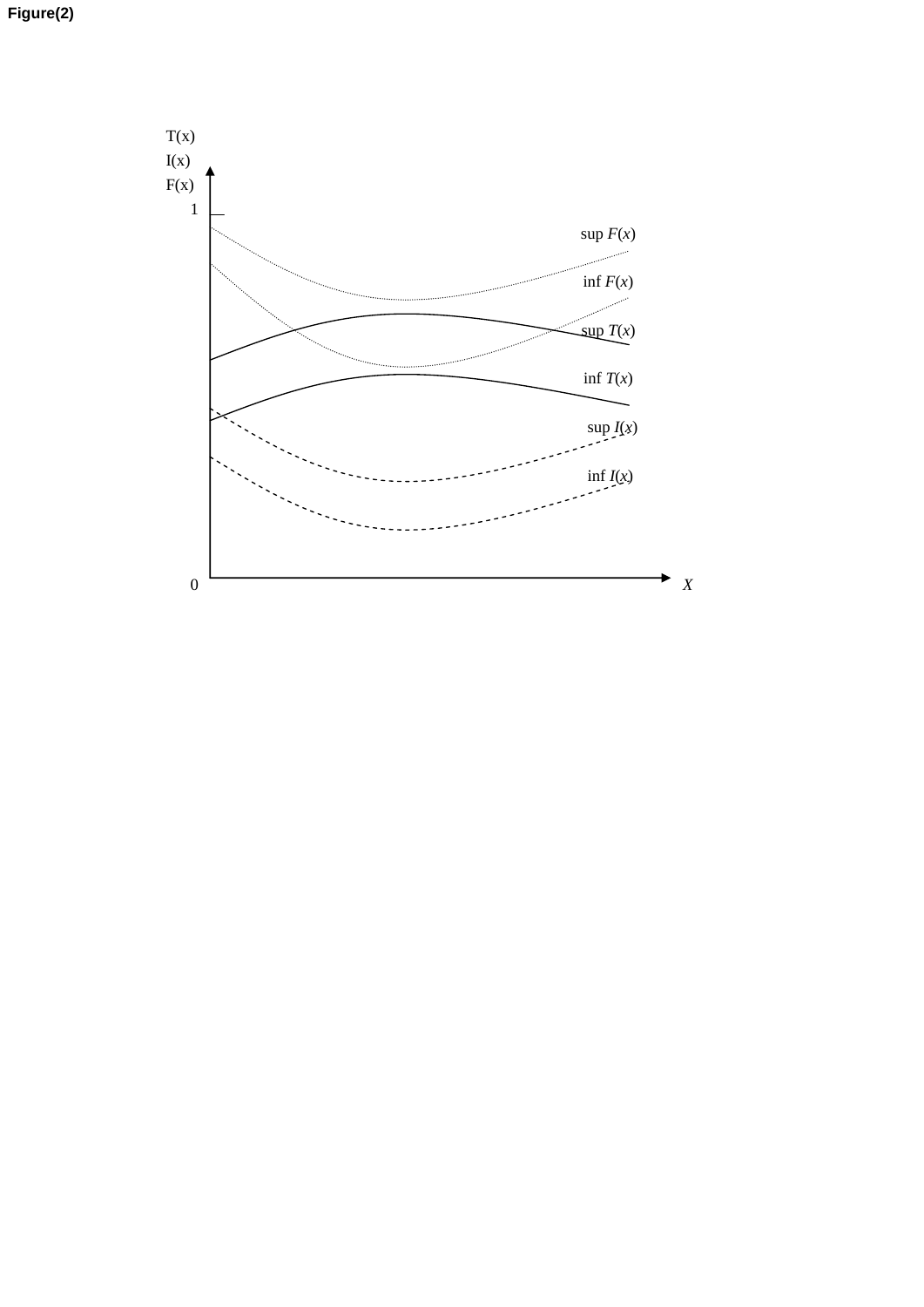**Figure(2)**

T(x)
I(x)
F(x)
1
sup $F(x)$
inf $F(x)$
sup $T(x)$
inf $T(x)$
sup $I(x)$
inf $I(x)$
0
$X$